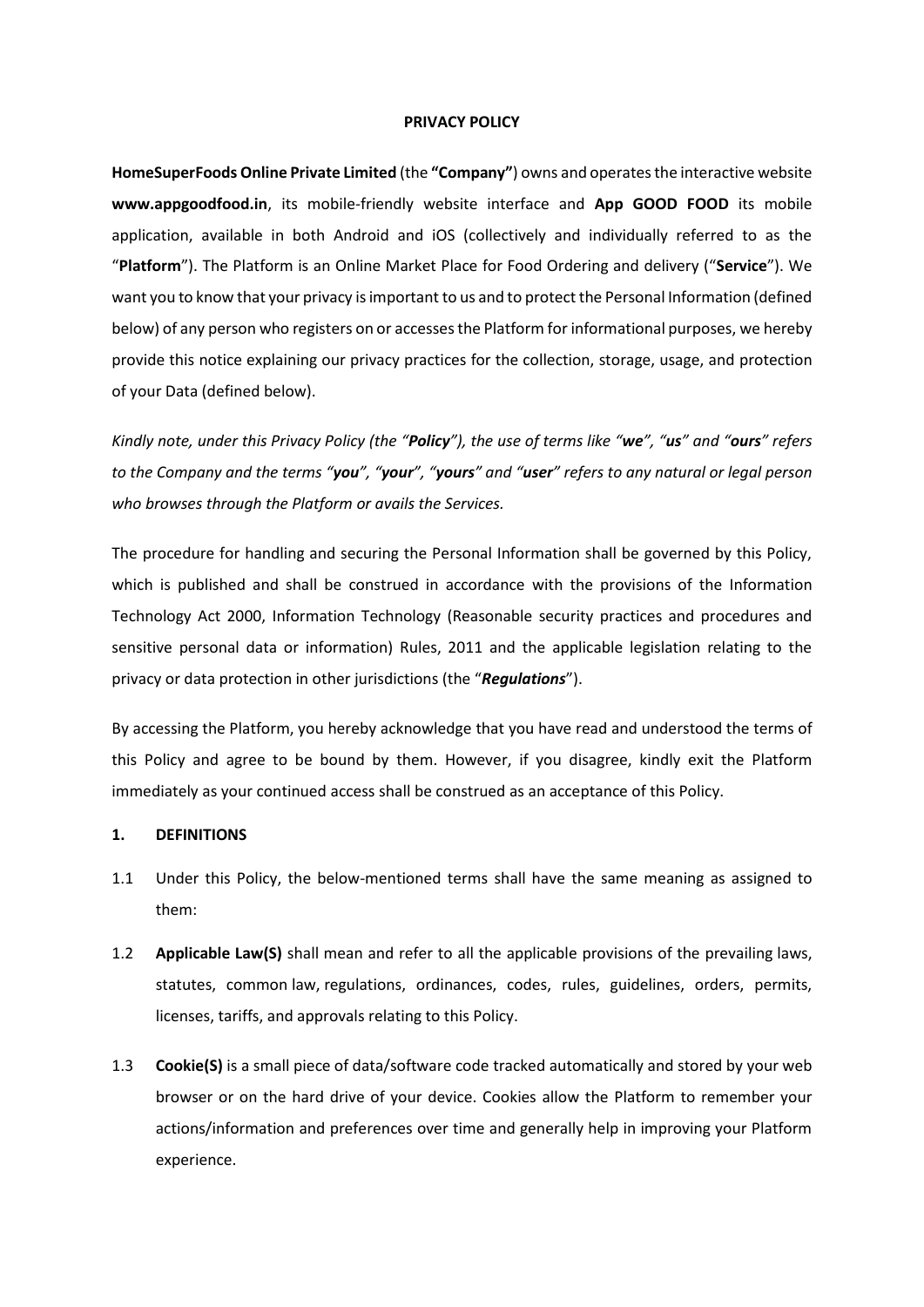# PRIVACY POLICY

**HomeSuperFoods Online Private Limited** (the **"Company"**) owns and operates the interactive website **www.appgoodfood.in**, its mobile-friendly website interface and **App GOOD FOOD** its mobile application, available in both Android and iOS (collectively and individually referred to as the "**Platform**"). The Platform is an Online Market Place for Food Ordering and delivery ("**Service**"). We want you to know that your privacy is important to us and to protect the Personal Information (defined below) of any person who registers on or accesses the Platform for informational purposes, we hereby provide this notice explaining our privacy practices for the collection, storage, usage, and protection of your Data (defined below).

*Kindly note, under this Privacy Policy (the "**Policy**"), the use of terms like "**we**", "**us**" and "**ours**" refers to the Company and the terms "**you**", "**your**", "**yours**" and "**user**" refers to any natural or legal person who browses through the Platform or avails the Services.*

The procedure for handling and securing the Personal Information shall be governed by this Policy, which is published and shall be construed in accordance with the provisions of the Information Technology Act 2000, Information Technology (Reasonable security practices and procedures and sensitive personal data or information) Rules, 2011 and the applicable legislation relating to the privacy or data protection in other jurisdictions (the "***Regulations***").

By accessing the Platform, you hereby acknowledge that you have read and understood the terms of this Policy and agree to be bound by them. However, if you disagree, kindly exit the Platform immediately as your continued access shall be construed as an acceptance of this Policy.

## 1. DEFINITIONS

1.1 Under this Policy, the below-mentioned terms shall have the same meaning as assigned to them:

1.2 **Applicable Law(S)** shall mean and refer to all the applicable provisions of the prevailing laws, statutes, common law, regulations, ordinances, codes, rules, guidelines, orders, permits, licenses, tariffs, and approvals relating to this Policy.

1.3 **Cookie(S)** is a small piece of data/software code tracked automatically and stored by your web browser or on the hard drive of your device. Cookies allow the Platform to remember your actions/information and preferences over time and generally help in improving your Platform experience.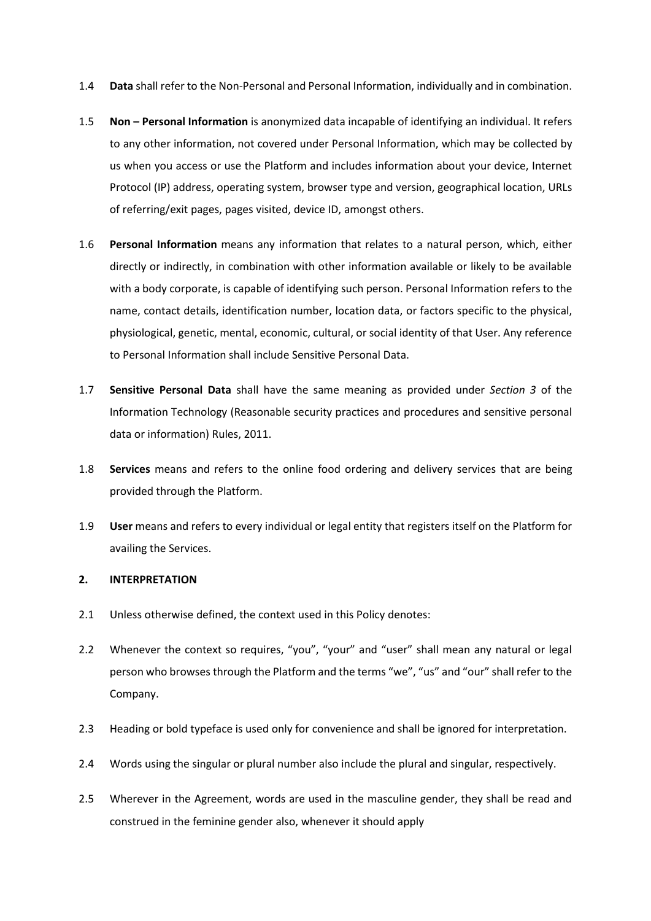1.4 **Data** shall refer to the Non-Personal and Personal Information, individually and in combination.

1.5 **Non – Personal Information** is anonymized data incapable of identifying an individual. It refers to any other information, not covered under Personal Information, which may be collected by us when you access or use the Platform and includes information about your device, Internet Protocol (IP) address, operating system, browser type and version, geographical location, URLs of referring/exit pages, pages visited, device ID, amongst others.

1.6 **Personal Information** means any information that relates to a natural person, which, either directly or indirectly, in combination with other information available or likely to be available with a body corporate, is capable of identifying such person. Personal Information refers to the name, contact details, identification number, location data, or factors specific to the physical, physiological, genetic, mental, economic, cultural, or social identity of that User. Any reference to Personal Information shall include Sensitive Personal Data.

1.7 **Sensitive Personal Data** shall have the same meaning as provided under *Section 3* of the Information Technology (Reasonable security practices and procedures and sensitive personal data or information) Rules, 2011.

1.8 **Services** means and refers to the online food ordering and delivery services that are being provided through the Platform.

1.9 **User** means and refers to every individual or legal entity that registers itself on the Platform for availing the Services.

## 2. INTERPRETATION

2.1 Unless otherwise defined, the context used in this Policy denotes:

2.2 Whenever the context so requires, "you", "your" and "user" shall mean any natural or legal person who browses through the Platform and the terms "we", "us" and "our" shall refer to the Company.

2.3 Heading or bold typeface is used only for convenience and shall be ignored for interpretation.

2.4 Words using the singular or plural number also include the plural and singular, respectively.

2.5 Wherever in the Agreement, words are used in the masculine gender, they shall be read and construed in the feminine gender also, whenever it should apply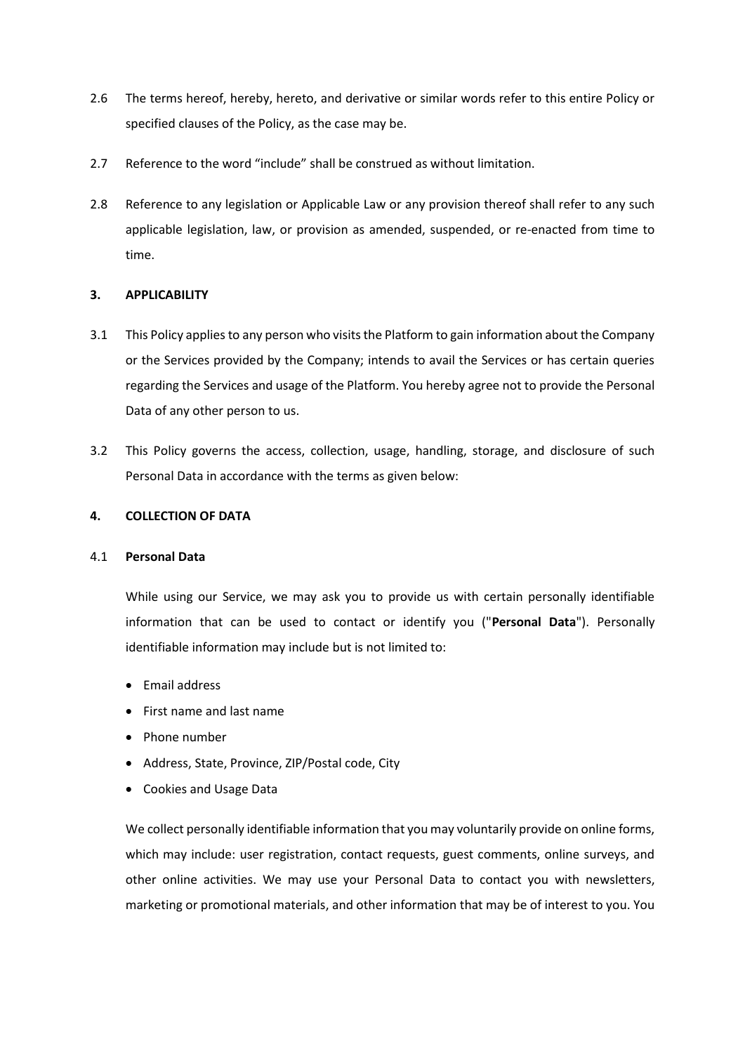2.6 The terms hereof, hereby, hereto, and derivative or similar words refer to this entire Policy or specified clauses of the Policy, as the case may be.

2.7 Reference to the word "include" shall be construed as without limitation.

2.8 Reference to any legislation or Applicable Law or any provision thereof shall refer to any such applicable legislation, law, or provision as amended, suspended, or re-enacted from time to time.

## 3. APPLICABILITY

3.1 This Policy applies to any person who visits the Platform to gain information about the Company or the Services provided by the Company; intends to avail the Services or has certain queries regarding the Services and usage of the Platform. You hereby agree not to provide the Personal Data of any other person to us.

3.2 This Policy governs the access, collection, usage, handling, storage, and disclosure of such Personal Data in accordance with the terms as given below:

## 4. COLLECTION OF DATA

### 4.1 Personal Data

While using our Service, we may ask you to provide us with certain personally identifiable information that can be used to contact or identify you ("**Personal Data**"). Personally identifiable information may include but is not limited to:

- Email address
- First name and last name
- Phone number
- Address, State, Province, ZIP/Postal code, City
- Cookies and Usage Data

We collect personally identifiable information that you may voluntarily provide on online forms, which may include: user registration, contact requests, guest comments, online surveys, and other online activities. We may use your Personal Data to contact you with newsletters, marketing or promotional materials, and other information that may be of interest to you. You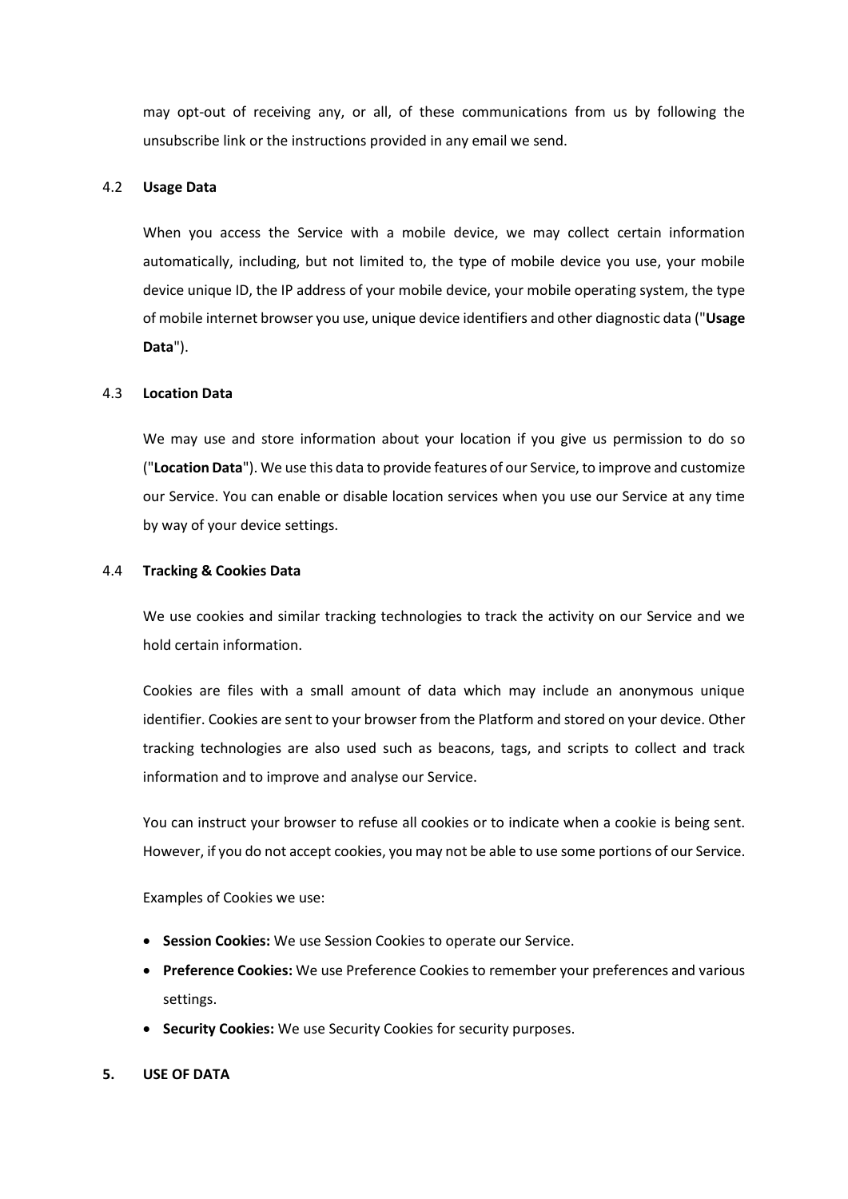may opt-out of receiving any, or all, of these communications from us by following the unsubscribe link or the instructions provided in any email we send.

### 4.2 Usage Data

When you access the Service with a mobile device, we may collect certain information automatically, including, but not limited to, the type of mobile device you use, your mobile device unique ID, the IP address of your mobile device, your mobile operating system, the type of mobile internet browser you use, unique device identifiers and other diagnostic data ("**Usage Data**").

### 4.3 Location Data

We may use and store information about your location if you give us permission to do so ("**Location Data**"). We use this data to provide features of our Service, to improve and customize our Service. You can enable or disable location services when you use our Service at any time by way of your device settings.

### 4.4 Tracking & Cookies Data

We use cookies and similar tracking technologies to track the activity on our Service and we hold certain information.

Cookies are files with a small amount of data which may include an anonymous unique identifier. Cookies are sent to your browser from the Platform and stored on your device. Other tracking technologies are also used such as beacons, tags, and scripts to collect and track information and to improve and analyse our Service.

You can instruct your browser to refuse all cookies or to indicate when a cookie is being sent. However, if you do not accept cookies, you may not be able to use some portions of our Service.

Examples of Cookies we use:

- **Session Cookies:** We use Session Cookies to operate our Service.
- **Preference Cookies:** We use Preference Cookies to remember your preferences and various settings.
- **Security Cookies:** We use Security Cookies for security purposes.

## 5. USE OF DATA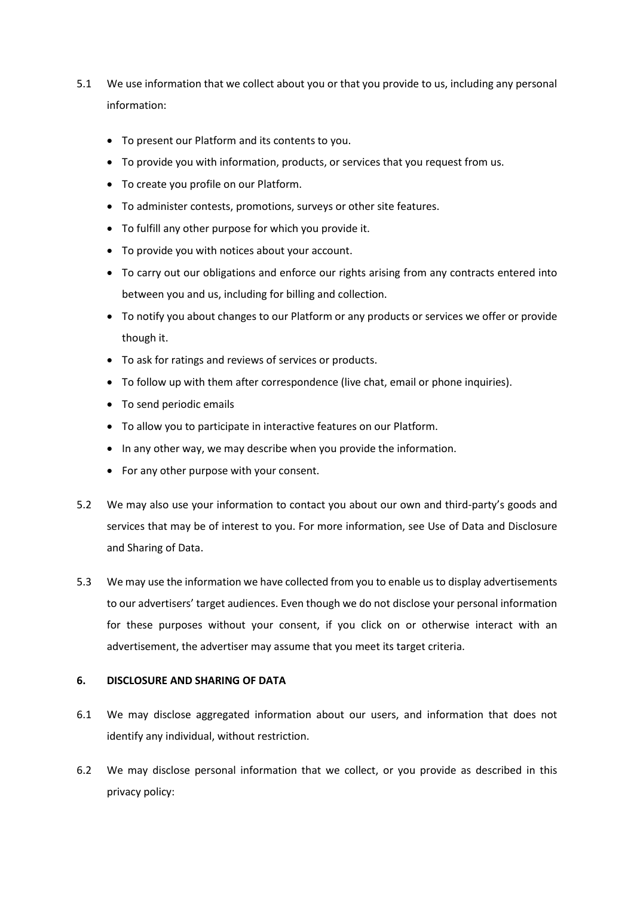5.1 We use information that we collect about you or that you provide to us, including any personal information:

- To present our Platform and its contents to you.
- To provide you with information, products, or services that you request from us.
- To create you profile on our Platform.
- To administer contests, promotions, surveys or other site features.
- To fulfill any other purpose for which you provide it.
- To provide you with notices about your account.
- To carry out our obligations and enforce our rights arising from any contracts entered into between you and us, including for billing and collection.
- To notify you about changes to our Platform or any products or services we offer or provide though it.
- To ask for ratings and reviews of services or products.
- To follow up with them after correspondence (live chat, email or phone inquiries).
- To send periodic emails
- To allow you to participate in interactive features on our Platform.
- In any other way, we may describe when you provide the information.
- For any other purpose with your consent.

5.2 We may also use your information to contact you about our own and third-party's goods and services that may be of interest to you. For more information, see Use of Data and Disclosure and Sharing of Data.

5.3 We may use the information we have collected from you to enable us to display advertisements to our advertisers' target audiences. Even though we do not disclose your personal information for these purposes without your consent, if you click on or otherwise interact with an advertisement, the advertiser may assume that you meet its target criteria.

## 6. DISCLOSURE AND SHARING OF DATA

6.1 We may disclose aggregated information about our users, and information that does not identify any individual, without restriction.

6.2 We may disclose personal information that we collect, or you provide as described in this privacy policy: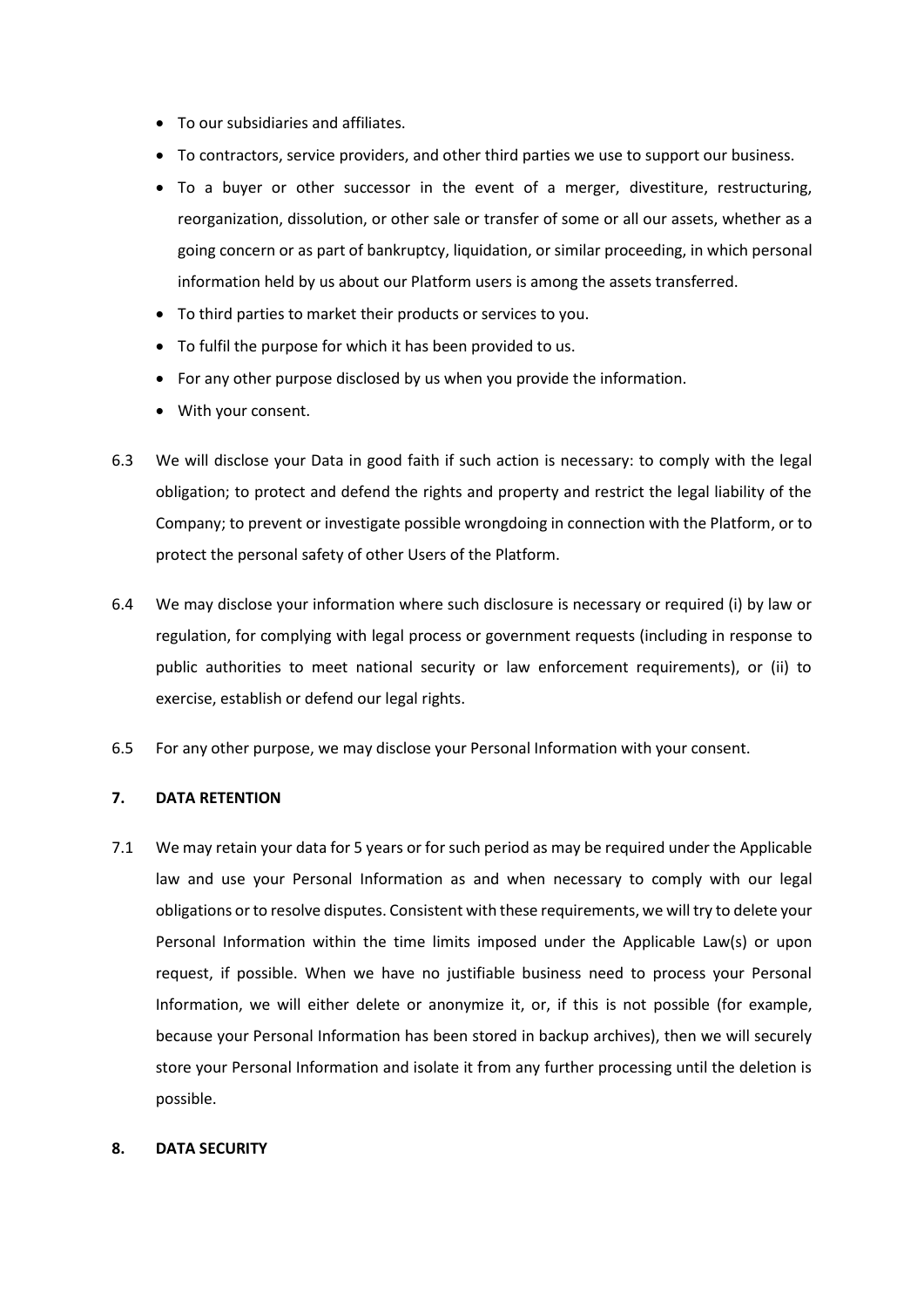- To our subsidiaries and affiliates.
- To contractors, service providers, and other third parties we use to support our business.
- To a buyer or other successor in the event of a merger, divestiture, restructuring, reorganization, dissolution, or other sale or transfer of some or all our assets, whether as a going concern or as part of bankruptcy, liquidation, or similar proceeding, in which personal information held by us about our Platform users is among the assets transferred.
- To third parties to market their products or services to you.
- To fulfil the purpose for which it has been provided to us.
- For any other purpose disclosed by us when you provide the information.
- With your consent.

6.3 We will disclose your Data in good faith if such action is necessary: to comply with the legal obligation; to protect and defend the rights and property and restrict the legal liability of the Company; to prevent or investigate possible wrongdoing in connection with the Platform, or to protect the personal safety of other Users of the Platform.

6.4 We may disclose your information where such disclosure is necessary or required (i) by law or regulation, for complying with legal process or government requests (including in response to public authorities to meet national security or law enforcement requirements), or (ii) to exercise, establish or defend our legal rights.

6.5 For any other purpose, we may disclose your Personal Information with your consent.

**7. DATA RETENTION**

7.1 We may retain your data for 5 years or for such period as may be required under the Applicable law and use your Personal Information as and when necessary to comply with our legal obligations or to resolve disputes. Consistent with these requirements, we will try to delete your Personal Information within the time limits imposed under the Applicable Law(s) or upon request, if possible. When we have no justifiable business need to process your Personal Information, we will either delete or anonymize it, or, if this is not possible (for example, because your Personal Information has been stored in backup archives), then we will securely store your Personal Information and isolate it from any further processing until the deletion is possible.

**8. DATA SECURITY**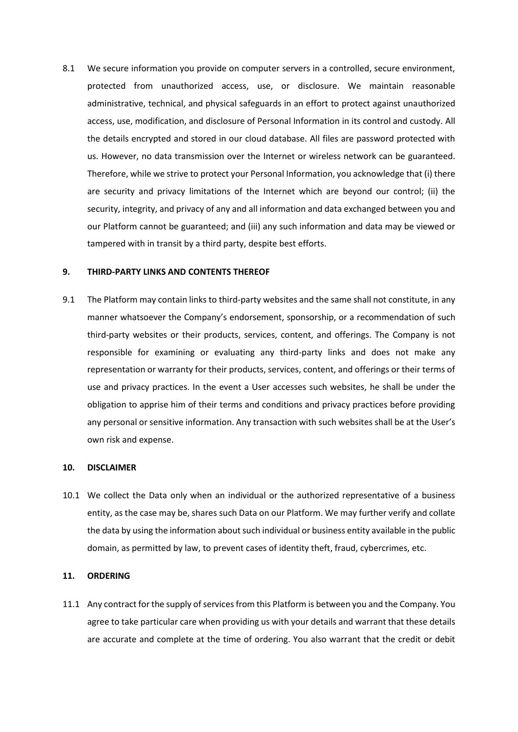8.1 We secure information you provide on computer servers in a controlled, secure environment, protected from unauthorized access, use, or disclosure. We maintain reasonable administrative, technical, and physical safeguards in an effort to protect against unauthorized access, use, modification, and disclosure of Personal Information in its control and custody. All the details encrypted and stored in our cloud database. All files are password protected with us. However, no data transmission over the Internet or wireless network can be guaranteed. Therefore, while we strive to protect your Personal Information, you acknowledge that (i) there are security and privacy limitations of the Internet which are beyond our control; (ii) the security, integrity, and privacy of any and all information and data exchanged between you and our Platform cannot be guaranteed; and (iii) any such information and data may be viewed or tampered with in transit by a third party, despite best efforts.

## 9. THIRD-PARTY LINKS AND CONTENTS THEREOF

9.1 The Platform may contain links to third-party websites and the same shall not constitute, in any manner whatsoever the Company's endorsement, sponsorship, or a recommendation of such third-party websites or their products, services, content, and offerings. The Company is not responsible for examining or evaluating any third-party links and does not make any representation or warranty for their products, services, content, and offerings or their terms of use and privacy practices. In the event a User accesses such websites, he shall be under the obligation to apprise him of their terms and conditions and privacy practices before providing any personal or sensitive information. Any transaction with such websites shall be at the User's own risk and expense.

## 10. DISCLAIMER

10.1 We collect the Data only when an individual or the authorized representative of a business entity, as the case may be, shares such Data on our Platform. We may further verify and collate the data by using the information about such individual or business entity available in the public domain, as permitted by law, to prevent cases of identity theft, fraud, cybercrimes, etc.

## 11. ORDERING

11.1 Any contract for the supply of services from this Platform is between you and the Company. You agree to take particular care when providing us with your details and warrant that these details are accurate and complete at the time of ordering. You also warrant that the credit or debit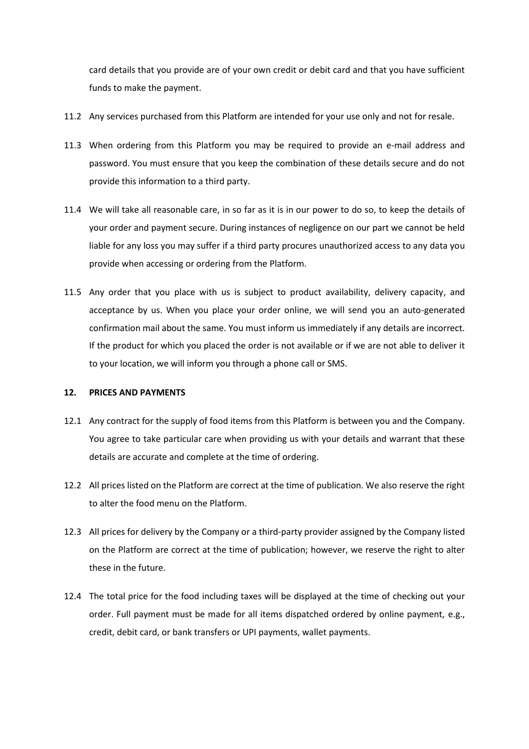card details that you provide are of your own credit or debit card and that you have sufficient funds to make the payment.

11.2 Any services purchased from this Platform are intended for your use only and not for resale.

11.3 When ordering from this Platform you may be required to provide an e-mail address and password. You must ensure that you keep the combination of these details secure and do not provide this information to a third party.

11.4 We will take all reasonable care, in so far as it is in our power to do so, to keep the details of your order and payment secure. During instances of negligence on our part we cannot be held liable for any loss you may suffer if a third party procures unauthorized access to any data you provide when accessing or ordering from the Platform.

11.5 Any order that you place with us is subject to product availability, delivery capacity, and acceptance by us. When you place your order online, we will send you an auto-generated confirmation mail about the same. You must inform us immediately if any details are incorrect. If the product for which you placed the order is not available or if we are not able to deliver it to your location, we will inform you through a phone call or SMS.

**12. PRICES AND PAYMENTS**

12.1 Any contract for the supply of food items from this Platform is between you and the Company. You agree to take particular care when providing us with your details and warrant that these details are accurate and complete at the time of ordering.

12.2 All prices listed on the Platform are correct at the time of publication. We also reserve the right to alter the food menu on the Platform.

12.3 All prices for delivery by the Company or a third-party provider assigned by the Company listed on the Platform are correct at the time of publication; however, we reserve the right to alter these in the future.

12.4 The total price for the food including taxes will be displayed at the time of checking out your order. Full payment must be made for all items dispatched ordered by online payment, e.g., credit, debit card, or bank transfers or UPI payments, wallet payments.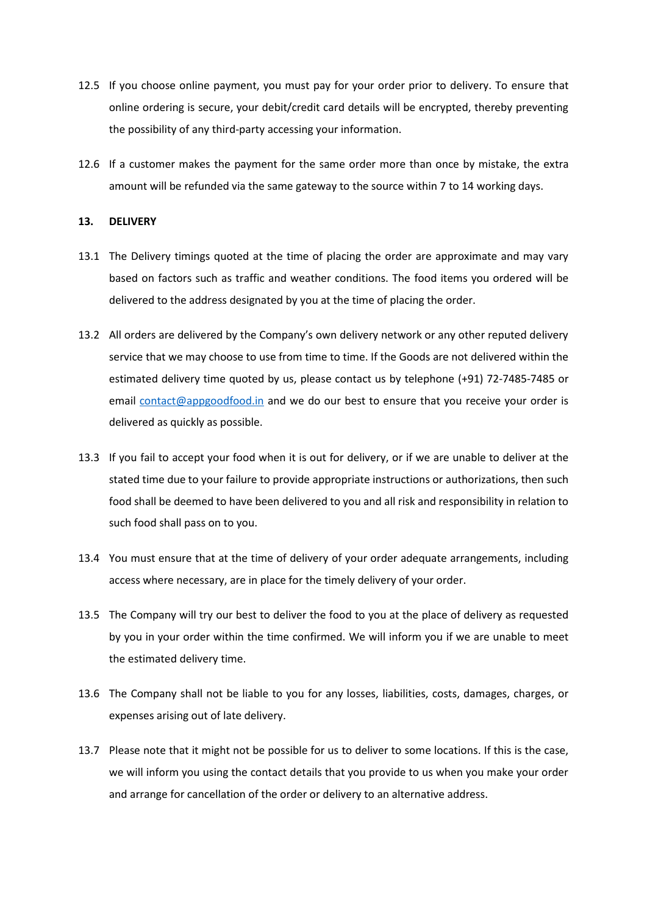12.5 If you choose online payment, you must pay for your order prior to delivery. To ensure that online ordering is secure, your debit/credit card details will be encrypted, thereby preventing the possibility of any third-party accessing your information.

12.6 If a customer makes the payment for the same order more than once by mistake, the extra amount will be refunded via the same gateway to the source within 7 to 14 working days.

## 13. DELIVERY

13.1 The Delivery timings quoted at the time of placing the order are approximate and may vary based on factors such as traffic and weather conditions. The food items you ordered will be delivered to the address designated by you at the time of placing the order.

13.2 All orders are delivered by the Company's own delivery network or any other reputed delivery service that we may choose to use from time to time. If the Goods are not delivered within the estimated delivery time quoted by us, please contact us by telephone (+91) 72-7485-7485 or email [contact@appgoodfood.in](mailto:contact@appgoodfood.in) and we do our best to ensure that you receive your order is delivered as quickly as possible.

13.3 If you fail to accept your food when it is out for delivery, or if we are unable to deliver at the stated time due to your failure to provide appropriate instructions or authorizations, then such food shall be deemed to have been delivered to you and all risk and responsibility in relation to such food shall pass on to you.

13.4 You must ensure that at the time of delivery of your order adequate arrangements, including access where necessary, are in place for the timely delivery of your order.

13.5 The Company will try our best to deliver the food to you at the place of delivery as requested by you in your order within the time confirmed. We will inform you if we are unable to meet the estimated delivery time.

13.6 The Company shall not be liable to you for any losses, liabilities, costs, damages, charges, or expenses arising out of late delivery.

13.7 Please note that it might not be possible for us to deliver to some locations. If this is the case, we will inform you using the contact details that you provide to us when you make your order and arrange for cancellation of the order or delivery to an alternative address.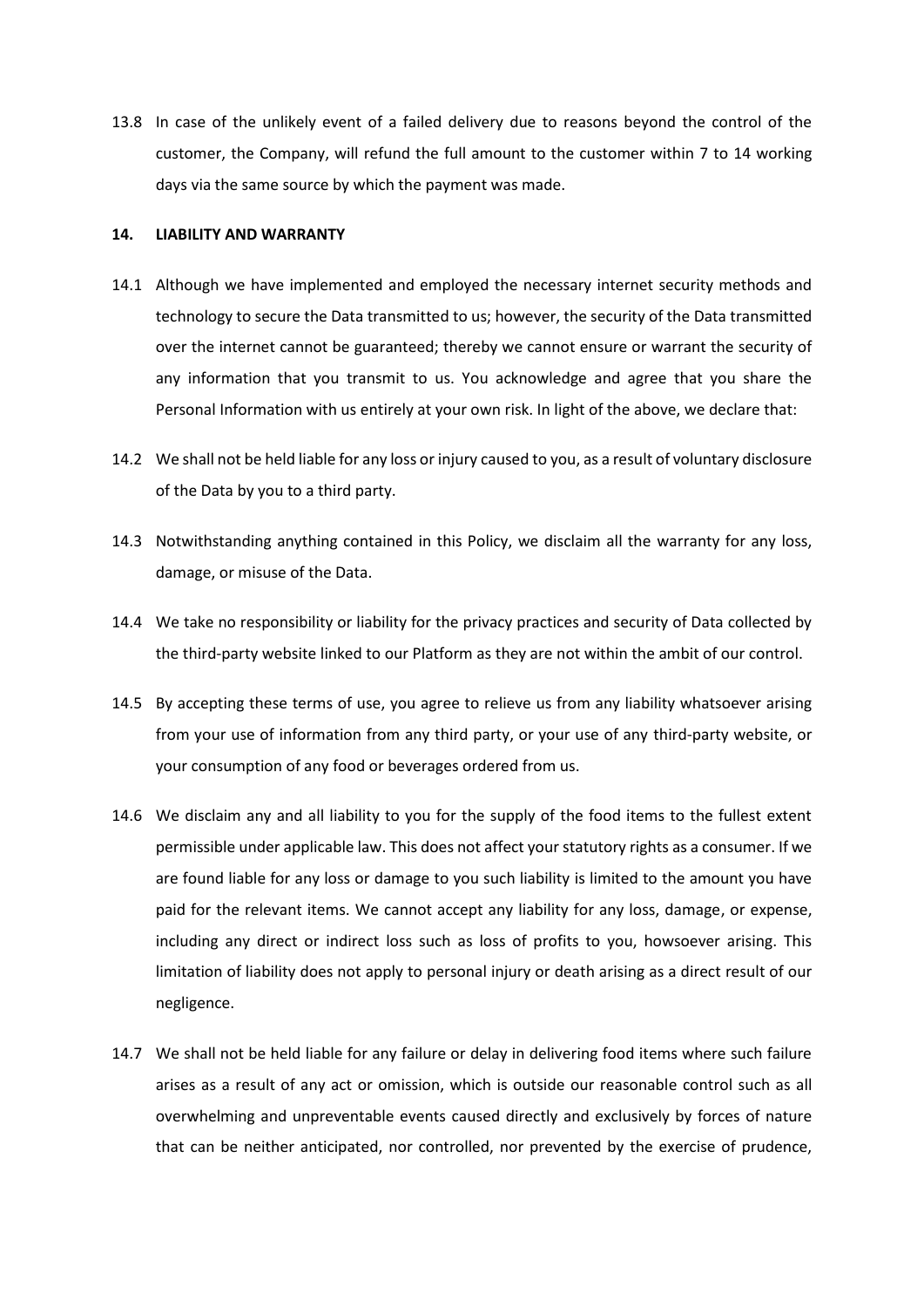13.8 In case of the unlikely event of a failed delivery due to reasons beyond the control of the customer, the Company, will refund the full amount to the customer within 7 to 14 working days via the same source by which the payment was made.

## 14. LIABILITY AND WARRANTY

14.1 Although we have implemented and employed the necessary internet security methods and technology to secure the Data transmitted to us; however, the security of the Data transmitted over the internet cannot be guaranteed; thereby we cannot ensure or warrant the security of any information that you transmit to us. You acknowledge and agree that you share the Personal Information with us entirely at your own risk. In light of the above, we declare that:

14.2 We shall not be held liable for any loss or injury caused to you, as a result of voluntary disclosure of the Data by you to a third party.

14.3 Notwithstanding anything contained in this Policy, we disclaim all the warranty for any loss, damage, or misuse of the Data.

14.4 We take no responsibility or liability for the privacy practices and security of Data collected by the third-party website linked to our Platform as they are not within the ambit of our control.

14.5 By accepting these terms of use, you agree to relieve us from any liability whatsoever arising from your use of information from any third party, or your use of any third-party website, or your consumption of any food or beverages ordered from us.

14.6 We disclaim any and all liability to you for the supply of the food items to the fullest extent permissible under applicable law. This does not affect your statutory rights as a consumer. If we are found liable for any loss or damage to you such liability is limited to the amount you have paid for the relevant items. We cannot accept any liability for any loss, damage, or expense, including any direct or indirect loss such as loss of profits to you, howsoever arising. This limitation of liability does not apply to personal injury or death arising as a direct result of our negligence.

14.7 We shall not be held liable for any failure or delay in delivering food items where such failure arises as a result of any act or omission, which is outside our reasonable control such as all overwhelming and unpreventable events caused directly and exclusively by forces of nature that can be neither anticipated, nor controlled, nor prevented by the exercise of prudence,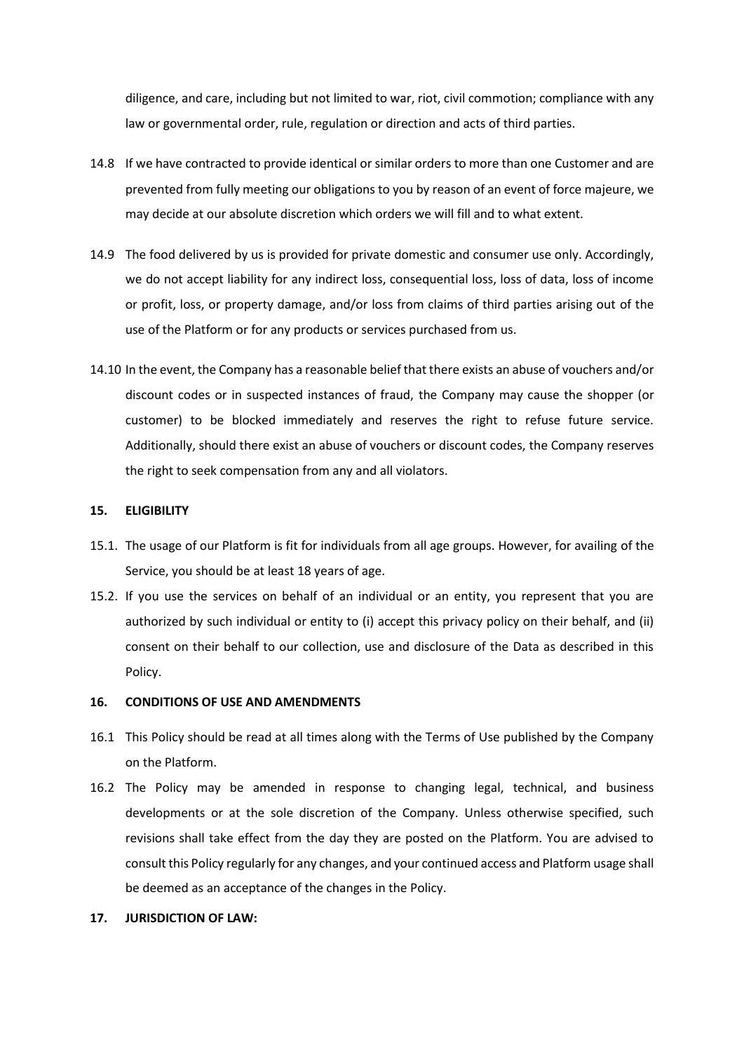diligence, and care, including but not limited to war, riot, civil commotion; compliance with any law or governmental order, rule, regulation or direction and acts of third parties.

14.8 If we have contracted to provide identical or similar orders to more than one Customer and are prevented from fully meeting our obligations to you by reason of an event of force majeure, we may decide at our absolute discretion which orders we will fill and to what extent.

14.9 The food delivered by us is provided for private domestic and consumer use only. Accordingly, we do not accept liability for any indirect loss, consequential loss, loss of data, loss of income or profit, loss, or property damage, and/or loss from claims of third parties arising out of the use of the Platform or for any products or services purchased from us.

14.10 In the event, the Company has a reasonable belief that there exists an abuse of vouchers and/or discount codes or in suspected instances of fraud, the Company may cause the shopper (or customer) to be blocked immediately and reserves the right to refuse future service. Additionally, should there exist an abuse of vouchers or discount codes, the Company reserves the right to seek compensation from any and all violators.

**15. ELIGIBILITY**

15.1. The usage of our Platform is fit for individuals from all age groups. However, for availing of the Service, you should be at least 18 years of age.

15.2. If you use the services on behalf of an individual or an entity, you represent that you are authorized by such individual or entity to (i) accept this privacy policy on their behalf, and (ii) consent on their behalf to our collection, use and disclosure of the Data as described in this Policy.

**16. CONDITIONS OF USE AND AMENDMENTS**

16.1 This Policy should be read at all times along with the Terms of Use published by the Company on the Platform.

16.2 The Policy may be amended in response to changing legal, technical, and business developments or at the sole discretion of the Company. Unless otherwise specified, such revisions shall take effect from the day they are posted on the Platform. You are advised to consult this Policy regularly for any changes, and your continued access and Platform usage shall be deemed as an acceptance of the changes in the Policy.

**17. JURISDICTION OF LAW:**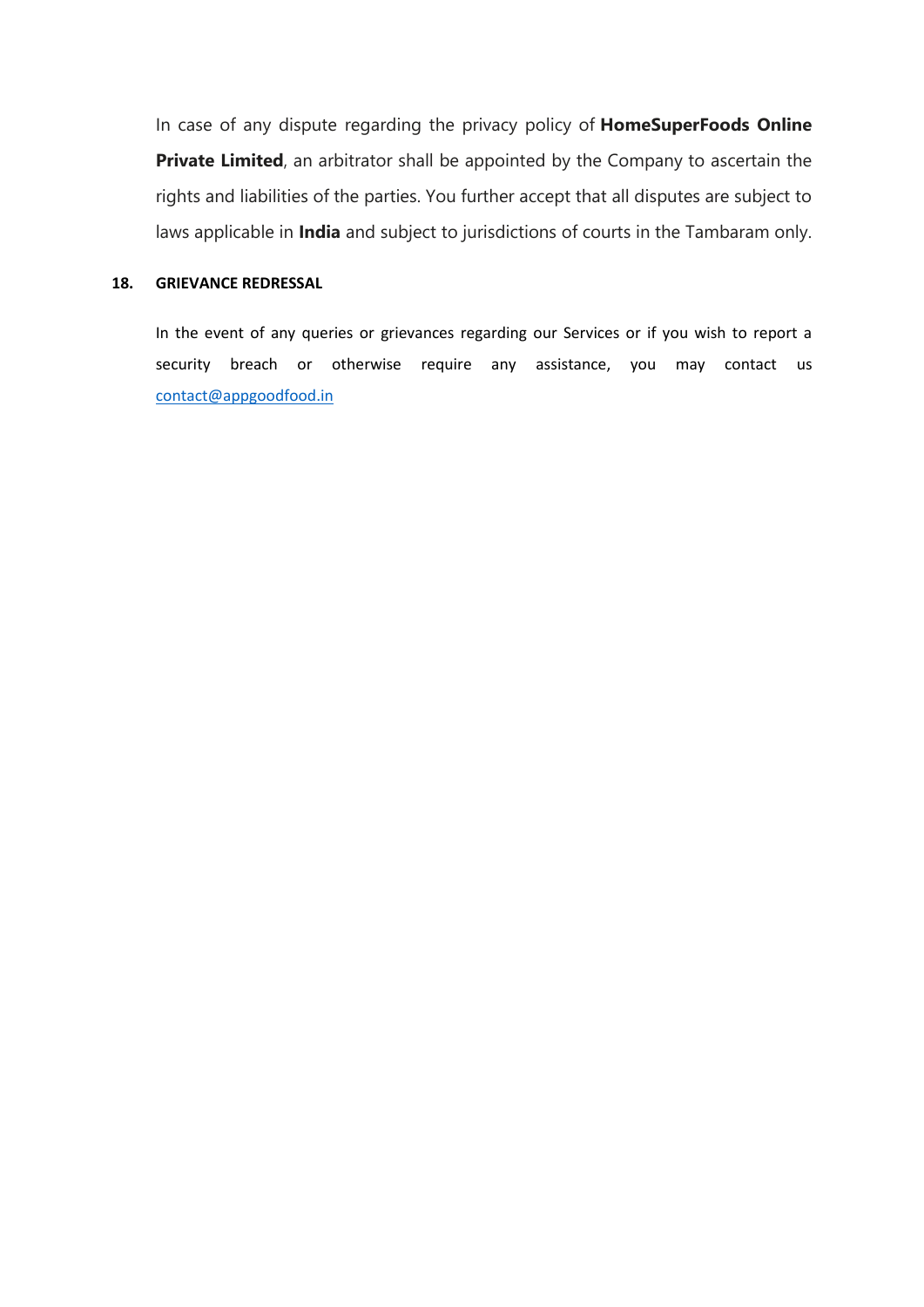In case of any dispute regarding the privacy policy of **HomeSuperFoods Online Private Limited**, an arbitrator shall be appointed by the Company to ascertain the rights and liabilities of the parties. You further accept that all disputes are subject to laws applicable in **India** and subject to jurisdictions of courts in the Tambaram only.

## 18. GRIEVANCE REDRESSAL

In the event of any queries or grievances regarding our Services or if you wish to report a security breach or otherwise require any assistance, you may contact us contact@appgoodfood.in